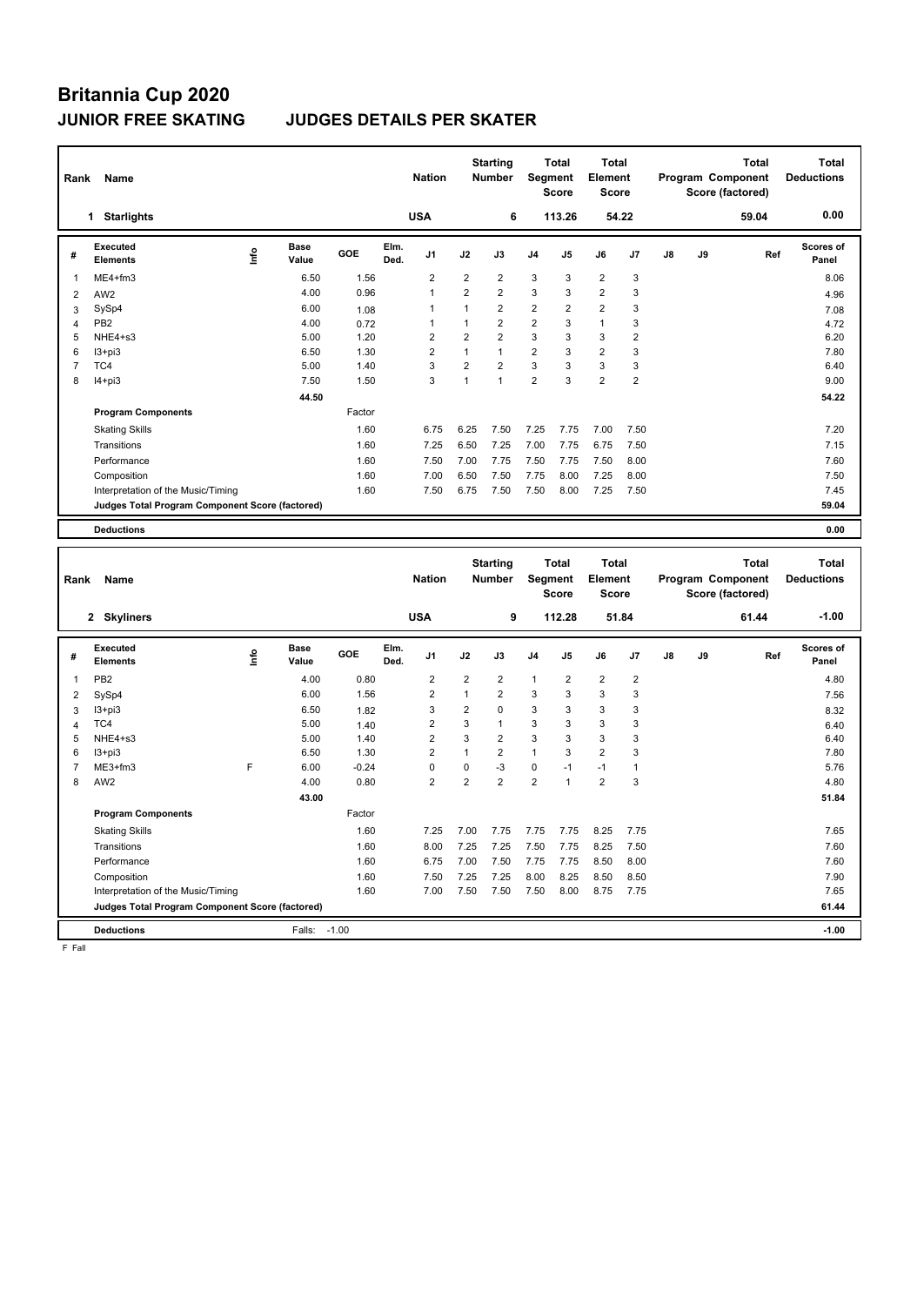# Britannia Cup 2020

## JUNIOR FREE SKATING JUDGES DETAILS PER SKATER

| Rank | Name | Nation | Starting Number | Total Segment Score | Total Element Score | Total Program Component Score (factored) | Total Deductions |
|---|---|---|---|---|---|---|---|
| 1 | Starlights | USA | 6 | 113.26 | 54.22 | 59.04 | 0.00 |

| # | Executed Elements | Info | Base Value | GOE | Elm. Ded. | J1 | J2 | J3 | J4 | J5 | J6 | J7 | J8 | J9 | Ref | Scores of Panel |
|---|---|---|---|---|---|---|---|---|---|---|---|---|---|---|---|---|
| 1 | ME4+fm3 | | 6.50 | 1.56 | | 2 | 2 | 2 | 3 | 3 | 2 | 3 | | | | 8.06 |
| 2 | AW2 | | 4.00 | 0.96 | | 1 | 2 | 2 | 3 | 3 | 2 | 3 | | | | 4.96 |
| 3 | SySp4 | | 6.00 | 1.08 | | 1 | 1 | 2 | 2 | 2 | 2 | 3 | | | | 7.08 |
| 4 | PB2 | | 4.00 | 0.72 | | 1 | 1 | 2 | 2 | 3 | 1 | 3 | | | | 4.72 |
| 5 | NHE4+s3 | | 5.00 | 1.20 | | 2 | 2 | 2 | 3 | 3 | 3 | 2 | | | | 6.20 |
| 6 | I3+pi3 | | 6.50 | 1.30 | | 2 | 1 | 1 | 2 | 3 | 2 | 3 | | | | 7.80 |
| 7 | TC4 | | 5.00 | 1.40 | | 3 | 2 | 2 | 3 | 3 | 3 | 3 | | | | 6.40 |
| 8 | I4+pi3 | | 7.50 | 1.50 | | 3 | 1 | 1 | 2 | 3 | 2 | 2 | | | | 9.00 |
| | | | 44.50 | | | | | | | | | | | | | 54.22 |
| | **Program Components** | | | Factor | | | | | | | | | | | | |
| | Skating Skills | | | 1.60 | | 6.75 | 6.25 | 7.50 | 7.25 | 7.75 | 7.00 | 7.50 | | | | 7.20 |
| | Transitions | | | 1.60 | | 7.25 | 6.50 | 7.25 | 7.00 | 7.75 | 6.75 | 7.50 | | | | 7.15 |
| | Performance | | | 1.60 | | 7.50 | 7.00 | 7.75 | 7.50 | 7.75 | 7.50 | 8.00 | | | | 7.60 |
| | Composition | | | 1.60 | | 7.00 | 6.50 | 7.50 | 7.75 | 8.00 | 7.25 | 8.00 | | | | 7.50 |
| | Interpretation of the Music/Timing | | | 1.60 | | 7.50 | 6.75 | 7.50 | 7.50 | 8.00 | 7.25 | 7.50 | | | | 7.45 |
| | **Judges Total Program Component Score (factored)** | | | | | | | | | | | | | | | 59.04 |
| | **Deductions** | | | | | | | | | | | | | | | 0.00 |

| Rank | Name | Nation | Starting Number | Total Segment Score | Total Element Score | Total Program Component Score (factored) | Total Deductions |
|---|---|---|---|---|---|---|---|
| 2 | Skyliners | USA | 9 | 112.28 | 51.84 | 61.44 | -1.00 |

| # | Executed Elements | Info | Base Value | GOE | Elm. Ded. | J1 | J2 | J3 | J4 | J5 | J6 | J7 | J8 | J9 | Ref | Scores of Panel |
|---|---|---|---|---|---|---|---|---|---|---|---|---|---|---|---|---|
| 1 | PB2 | | 4.00 | 0.80 | | 2 | 2 | 2 | 1 | 2 | 2 | 2 | | | | 4.80 |
| 2 | SySp4 | | 6.00 | 1.56 | | 2 | 1 | 2 | 3 | 3 | 3 | 3 | | | | 7.56 |
| 3 | I3+pi3 | | 6.50 | 1.82 | | 3 | 2 | 0 | 3 | 3 | 3 | 3 | | | | 8.32 |
| 4 | TC4 | | 5.00 | 1.40 | | 2 | 3 | 1 | 3 | 3 | 3 | 3 | | | | 6.40 |
| 5 | NHE4+s3 | | 5.00 | 1.40 | | 2 | 3 | 2 | 3 | 3 | 3 | 3 | | | | 6.40 |
| 6 | I3+pi3 | | 6.50 | 1.30 | | 2 | 1 | 2 | 1 | 3 | 2 | 3 | | | | 7.80 |
| 7 | ME3+fm3 | F | 6.00 | -0.24 | | 0 | 0 | -3 | 0 | -1 | -1 | 1 | | | | 5.76 |
| 8 | AW2 | | 4.00 | 0.80 | | 2 | 2 | 2 | 2 | 1 | 2 | 3 | | | | 4.80 |
| | | | 43.00 | | | | | | | | | | | | | 51.84 |
| | **Program Components** | | | Factor | | | | | | | | | | | | |
| | Skating Skills | | | 1.60 | | 7.25 | 7.00 | 7.75 | 7.75 | 7.75 | 8.25 | 7.75 | | | | 7.65 |
| | Transitions | | | 1.60 | | 8.00 | 7.25 | 7.25 | 7.50 | 7.75 | 8.25 | 7.50 | | | | 7.60 |
| | Performance | | | 1.60 | | 6.75 | 7.00 | 7.50 | 7.75 | 7.75 | 8.50 | 8.00 | | | | 7.60 |
| | Composition | | | 1.60 | | 7.50 | 7.25 | 7.25 | 8.00 | 8.25 | 8.50 | 8.50 | | | | 7.90 |
| | Interpretation of the Music/Timing | | | 1.60 | | 7.00 | 7.50 | 7.50 | 7.50 | 8.00 | 8.75 | 7.75 | | | | 7.65 |
| | **Judges Total Program Component Score (factored)** | | | | | | | | | | | | | | | 61.44 |
| | **Deductions** | | Falls: | -1.00 | | | | | | | | | | | | -1.00 |

F Fall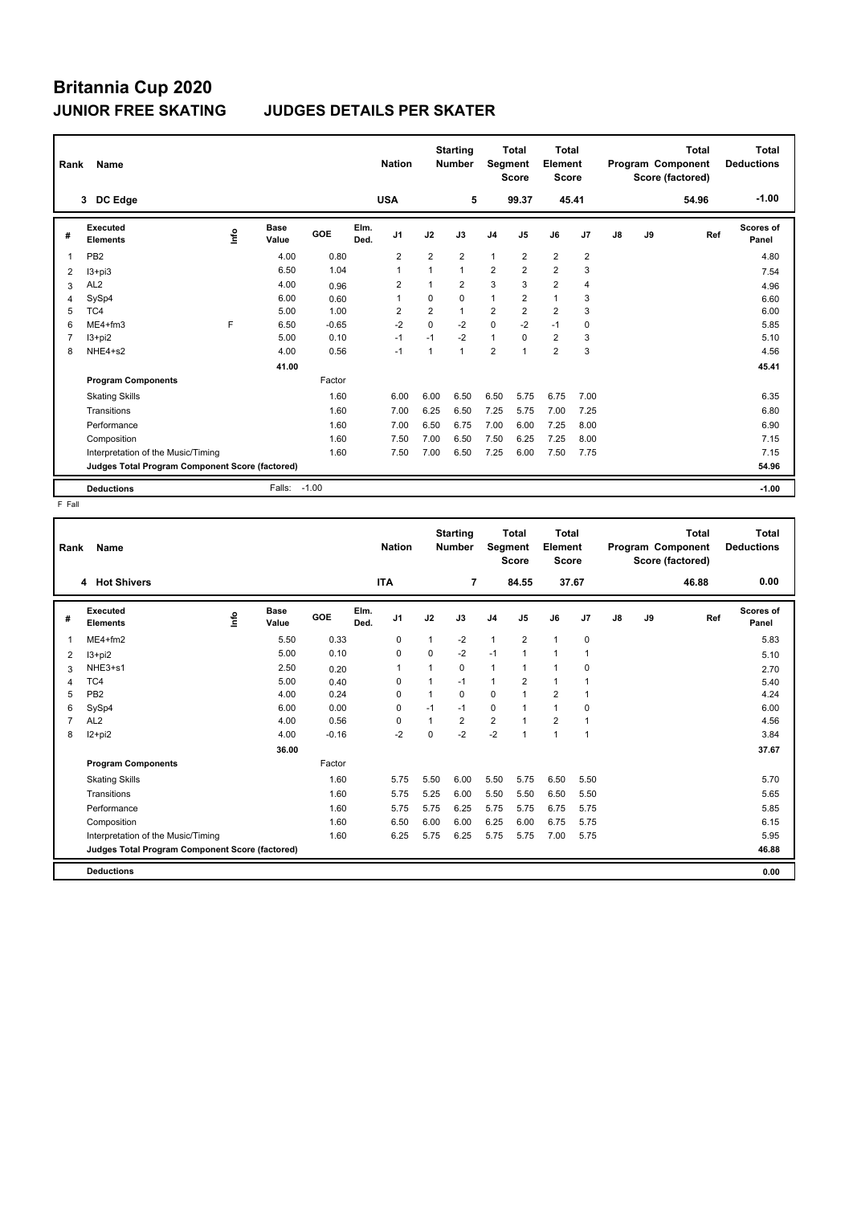# Britannia Cup 2020

## JUNIOR FREE SKATING — JUDGES DETAILS PER SKATER

| Rank | Name | Nation | Starting Number | Total Segment Score | Total Element Score | Total Program Component Score (factored) | Total Deductions |
|---|---|---|---|---|---|---|---|
| 3 | DC Edge | USA | 5 | 99.37 | 45.41 | 54.96 | -1.00 |

| # | Executed Elements | Info | Base Value | GOE | Elm. Ded. | J1 | J2 | J3 | J4 | J5 | J6 | J7 | J8 | J9 | Ref | Scores of Panel |
|---|---|---|---|---|---|---|---|---|---|---|---|---|---|---|---|---|
| 1 | PB2 | | 4.00 | 0.80 | | 2 | 2 | 2 | 1 | 2 | 2 | 2 | | | | 4.80 |
| 2 | I3+pi3 | | 6.50 | 1.04 | | 1 | 1 | 1 | 2 | 2 | 2 | 3 | | | | 7.54 |
| 3 | AL2 | | 4.00 | 0.96 | | 2 | 1 | 2 | 3 | 3 | 2 | 4 | | | | 4.96 |
| 4 | SySp4 | | 6.00 | 0.60 | | 1 | 0 | 0 | 1 | 2 | 1 | 3 | | | | 6.60 |
| 5 | TC4 | | 5.00 | 1.00 | | 2 | 2 | 1 | 2 | 2 | 2 | 3 | | | | 6.00 |
| 6 | ME4+fm3 | F | 6.50 | -0.65 | | -2 | 0 | -2 | 0 | -2 | -1 | 0 | | | | 5.85 |
| 7 | I3+pi2 | | 5.00 | 0.10 | | -1 | -1 | -2 | 1 | 0 | 2 | 3 | | | | 5.10 |
| 8 | NHE4+s2 | | 4.00 | 0.56 | | -1 | 1 | 1 | 2 | 1 | 2 | 3 | | | | 4.56 |
| | | | 41.00 | | | | | | | | | | | | | 45.41 |
| | **Program Components** | | | Factor | | | | | | | | | | | | |
| | Skating Skills | | | 1.60 | | 6.00 | 6.00 | 6.50 | 6.50 | 5.75 | 6.75 | 7.00 | | | | 6.35 |
| | Transitions | | | 1.60 | | 7.00 | 6.25 | 6.50 | 7.25 | 5.75 | 7.00 | 7.25 | | | | 6.80 |
| | Performance | | | 1.60 | | 7.00 | 6.50 | 6.75 | 7.00 | 6.00 | 7.25 | 8.00 | | | | 6.90 |
| | Composition | | | 1.60 | | 7.50 | 7.00 | 6.50 | 7.50 | 6.25 | 7.25 | 8.00 | | | | 7.15 |
| | Interpretation of the Music/Timing | | | 1.60 | | 7.50 | 7.00 | 6.50 | 7.25 | 6.00 | 7.50 | 7.75 | | | | 7.15 |
| | **Judges Total Program Component Score (factored)** | | | | | | | | | | | | | | | 54.96 |
| | **Deductions** | | Falls: | -1.00 | | | | | | | | | | | | -1.00 |

F Fall

| Rank | Name | Nation | Starting Number | Total Segment Score | Total Element Score | Total Program Component Score (factored) | Total Deductions |
|---|---|---|---|---|---|---|---|
| 4 | Hot Shivers | ITA | 7 | 84.55 | 37.67 | 46.88 | 0.00 |

| # | Executed Elements | Info | Base Value | GOE | Elm. Ded. | J1 | J2 | J3 | J4 | J5 | J6 | J7 | J8 | J9 | Ref | Scores of Panel |
|---|---|---|---|---|---|---|---|---|---|---|---|---|---|---|---|---|
| 1 | ME4+fm2 | | 5.50 | 0.33 | | 0 | 1 | -2 | 1 | 2 | 1 | 0 | | | | 5.83 |
| 2 | I3+pi2 | | 5.00 | 0.10 | | 0 | 0 | -2 | -1 | 1 | 1 | 1 | | | | 5.10 |
| 3 | NHE3+s1 | | 2.50 | 0.20 | | 1 | 1 | 0 | 1 | 1 | 1 | 0 | | | | 2.70 |
| 4 | TC4 | | 5.00 | 0.40 | | 0 | 1 | -1 | 1 | 2 | 1 | 1 | | | | 5.40 |
| 5 | PB2 | | 4.00 | 0.24 | | 0 | 1 | 0 | 0 | 1 | 2 | 1 | | | | 4.24 |
| 6 | SySp4 | | 6.00 | 0.00 | | 0 | -1 | -1 | 0 | 1 | 1 | 0 | | | | 6.00 |
| 7 | AL2 | | 4.00 | 0.56 | | 0 | 1 | 2 | 2 | 1 | 2 | 1 | | | | 4.56 |
| 8 | I2+pi2 | | 4.00 | -0.16 | | -2 | 0 | -2 | -2 | 1 | 1 | 1 | | | | 3.84 |
| | | | 36.00 | | | | | | | | | | | | | 37.67 |
| | **Program Components** | | | Factor | | | | | | | | | | | | |
| | Skating Skills | | | 1.60 | | 5.75 | 5.50 | 6.00 | 5.50 | 5.75 | 6.50 | 5.50 | | | | 5.70 |
| | Transitions | | | 1.60 | | 5.75 | 5.25 | 6.00 | 5.50 | 5.50 | 6.50 | 5.50 | | | | 5.65 |
| | Performance | | | 1.60 | | 5.75 | 5.75 | 6.25 | 5.75 | 5.75 | 6.75 | 5.75 | | | | 5.85 |
| | Composition | | | 1.60 | | 6.50 | 6.00 | 6.00 | 6.25 | 6.00 | 6.75 | 5.75 | | | | 6.15 |
| | Interpretation of the Music/Timing | | | 1.60 | | 6.25 | 5.75 | 6.25 | 5.75 | 5.75 | 7.00 | 5.75 | | | | 5.95 |
| | **Judges Total Program Component Score (factored)** | | | | | | | | | | | | | | | 46.88 |
| | **Deductions** | | | | | | | | | | | | | | | 0.00 |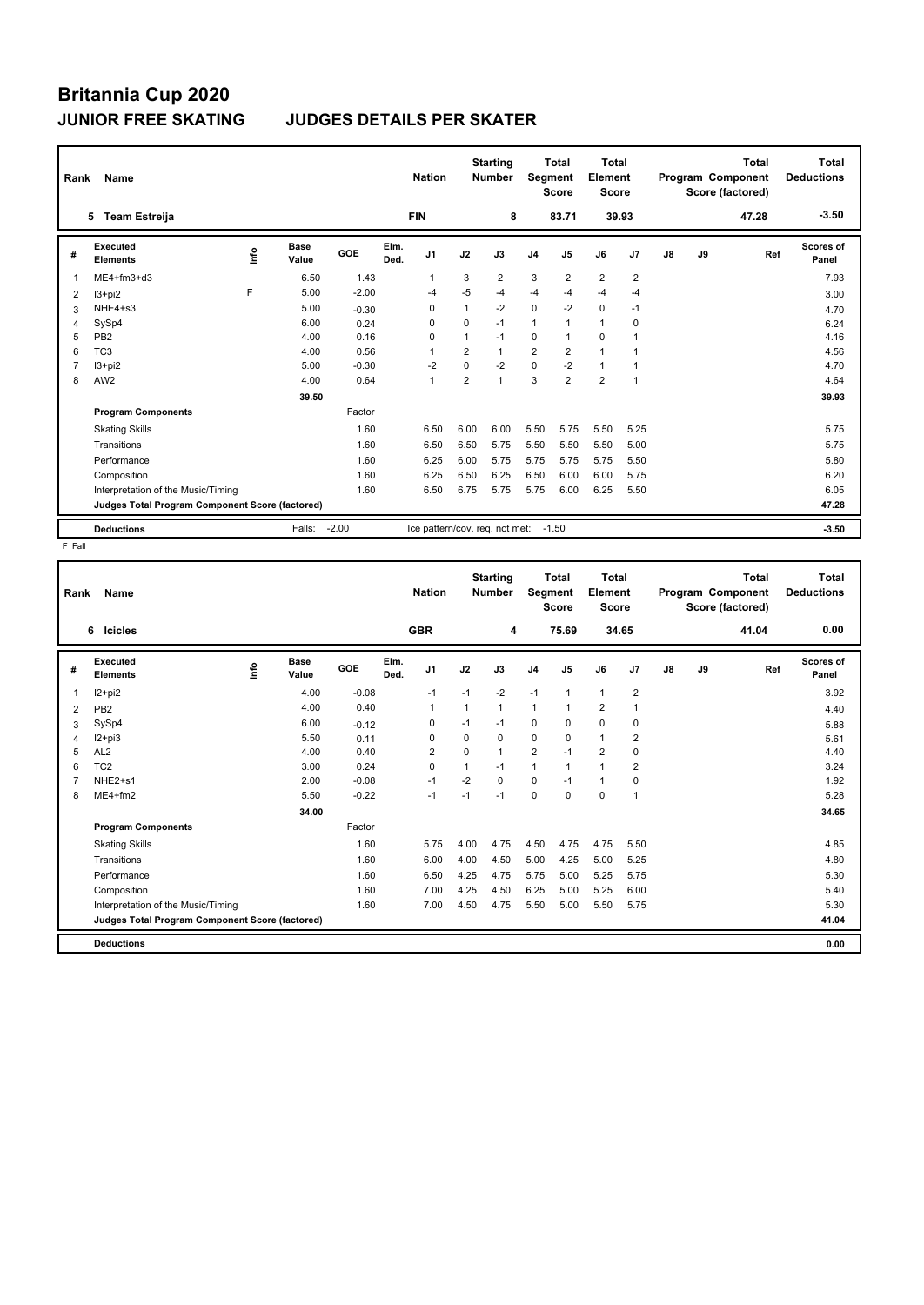# Britannia Cup 2020

## JUNIOR FREE SKATING JUDGES DETAILS PER SKATER

| Rank | Name | Nation | Starting Number | Total Segment Score | Total Element Score | Total Program Component Score (factored) | Total Deductions |
|---|---|---|---|---|---|---|---|
| 5 | Team Estreija | FIN | 8 | 83.71 | 39.93 | 47.28 | -3.50 |

| # | Executed Elements | Info | Base Value | GOE | Elm. Ded. | J1 | J2 | J3 | J4 | J5 | J6 | J7 | J8 | J9 | Ref | Scores of Panel |
|---|---|---|---|---|---|---|---|---|---|---|---|---|---|---|---|---|
| 1 | ME4+fm3+d3 | | 6.50 | 1.43 | | 1 | 3 | 2 | 3 | 2 | 2 | 2 | | | | 7.93 |
| 2 | I3+pi2 | F | 5.00 | -2.00 | | -4 | -5 | -4 | -4 | -4 | -4 | -4 | | | | 3.00 |
| 3 | NHE4+s3 | | 5.00 | -0.30 | | 0 | 1 | -2 | 0 | -2 | 0 | -1 | | | | 4.70 |
| 4 | SySp4 | | 6.00 | 0.24 | | 0 | 0 | -1 | 1 | 1 | 1 | 0 | | | | 6.24 |
| 5 | PB2 | | 4.00 | 0.16 | | 0 | 1 | -1 | 0 | 1 | 0 | 1 | | | | 4.16 |
| 6 | TC3 | | 4.00 | 0.56 | | 1 | 2 | 1 | 2 | 2 | 1 | 1 | | | | 4.56 |
| 7 | I3+pi2 | | 5.00 | -0.30 | | -2 | 0 | -2 | 0 | -2 | 1 | 1 | | | | 4.70 |
| 8 | AW2 | | 4.00 | 0.64 | | 1 | 2 | 1 | 3 | 2 | 2 | 1 | | | | 4.64 |
| | | | 39.50 | | | | | | | | | | | | | 39.93 |

| Program Components | Factor | J1 | J2 | J3 | J4 | J5 | J6 | J7 | J8 | J9 | Ref | Scores of Panel |
|---|---|---|---|---|---|---|---|---|---|---|---|---|
| Skating Skills | 1.60 | 6.50 | 6.00 | 6.00 | 5.50 | 5.75 | 5.50 | 5.25 | | | | 5.75 |
| Transitions | 1.60 | 6.50 | 6.50 | 5.75 | 5.50 | 5.50 | 5.50 | 5.00 | | | | 5.75 |
| Performance | 1.60 | 6.25 | 6.00 | 5.75 | 5.75 | 5.75 | 5.75 | 5.50 | | | | 5.80 |
| Composition | 1.60 | 6.25 | 6.50 | 6.25 | 6.50 | 6.00 | 6.00 | 5.75 | | | | 6.20 |
| Interpretation of the Music/Timing | 1.60 | 6.50 | 6.75 | 5.75 | 5.75 | 6.00 | 6.25 | 5.50 | | | | 6.05 |
| Judges Total Program Component Score (factored) | | | | | | | | | | | | 47.28 |

| Deductions | Falls: -2.00 | Ice pattern/cov. req. not met: -1.50 | -3.50 |
|---|---|---|---|

F Fall

| Rank | Name | Nation | Starting Number | Total Segment Score | Total Element Score | Total Program Component Score (factored) | Total Deductions |
|---|---|---|---|---|---|---|---|
| 6 | Icicles | GBR | 4 | 75.69 | 34.65 | 41.04 | 0.00 |

| # | Executed Elements | Info | Base Value | GOE | Elm. Ded. | J1 | J2 | J3 | J4 | J5 | J6 | J7 | J8 | J9 | Ref | Scores of Panel |
|---|---|---|---|---|---|---|---|---|---|---|---|---|---|---|---|---|
| 1 | I2+pi2 | | 4.00 | -0.08 | | -1 | -1 | -2 | -1 | 1 | 1 | 2 | | | | 3.92 |
| 2 | PB2 | | 4.00 | 0.40 | | 1 | 1 | 1 | 1 | 1 | 2 | 1 | | | | 4.40 |
| 3 | SySp4 | | 6.00 | -0.12 | | 0 | -1 | -1 | 0 | 0 | 0 | 0 | | | | 5.88 |
| 4 | I2+pi3 | | 5.50 | 0.11 | | 0 | 0 | 0 | 0 | 0 | 1 | 2 | | | | 5.61 |
| 5 | AL2 | | 4.00 | 0.40 | | 2 | 0 | 1 | 2 | -1 | 2 | 0 | | | | 4.40 |
| 6 | TC2 | | 3.00 | 0.24 | | 0 | 1 | -1 | 1 | 1 | 1 | 2 | | | | 3.24 |
| 7 | NHE2+s1 | | 2.00 | -0.08 | | -1 | -2 | 0 | 0 | -1 | 1 | 0 | | | | 1.92 |
| 8 | ME4+fm2 | | 5.50 | -0.22 | | -1 | -1 | -1 | 0 | 0 | 0 | 1 | | | | 5.28 |
| | | | 34.00 | | | | | | | | | | | | | 34.65 |

| Program Components | Factor | J1 | J2 | J3 | J4 | J5 | J6 | J7 | J8 | J9 | Ref | Scores of Panel |
|---|---|---|---|---|---|---|---|---|---|---|---|---|
| Skating Skills | 1.60 | 5.75 | 4.00 | 4.75 | 4.50 | 4.75 | 4.75 | 5.50 | | | | 4.85 |
| Transitions | 1.60 | 6.00 | 4.00 | 4.50 | 5.00 | 4.25 | 5.00 | 5.25 | | | | 4.80 |
| Performance | 1.60 | 6.50 | 4.25 | 4.75 | 5.75 | 5.00 | 5.25 | 5.75 | | | | 5.30 |
| Composition | 1.60 | 7.00 | 4.25 | 4.50 | 6.25 | 5.00 | 5.25 | 6.00 | | | | 5.40 |
| Interpretation of the Music/Timing | 1.60 | 7.00 | 4.50 | 4.75 | 5.50 | 5.00 | 5.50 | 5.75 | | | | 5.30 |
| Judges Total Program Component Score (factored) | | | | | | | | | | | | 41.04 |

| Deductions | 0.00 |
|---|---|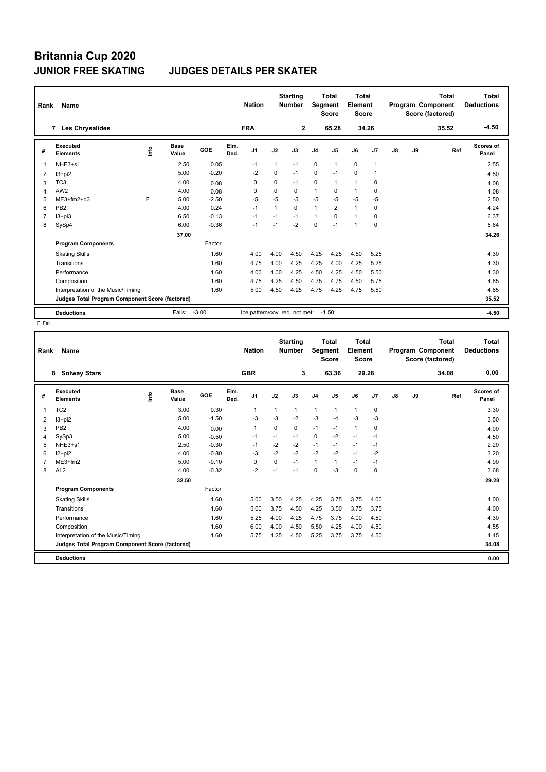# Britannia Cup 2020

## JUNIOR FREE SKATING JUDGES DETAILS PER SKATER

| Rank | Name | Nation | Starting Number | Total Segment Score | Total Element Score | Total Program Component Score (factored) | Total Deductions |
|---|---|---|---|---|---|---|---|
| 7 | Les Chrysalides | FRA | 2 | 65.28 | 34.26 | 35.52 | -4.50 |

| # | Executed Elements | Info | Base Value | GOE | Elm. Ded. | J1 | J2 | J3 | J4 | J5 | J6 | J7 | J8 | J9 | Ref | Scores of Panel |
|---|---|---|---|---|---|---|---|---|---|---|---|---|---|---|---|---|
| 1 | NHE3+s1 | | 2.50 | 0.05 | | -1 | 1 | -1 | 0 | 1 | 0 | 1 | | | | 2.55 |
| 2 | I3+pi2 | | 5.00 | -0.20 | | -2 | 0 | -1 | 0 | -1 | 0 | 1 | | | | 4.80 |
| 3 | TC3 | | 4.00 | 0.08 | | 0 | 0 | -1 | 0 | 1 | 1 | 0 | | | | 4.08 |
| 4 | AW2 | | 4.00 | 0.08 | | 0 | 0 | 0 | 1 | 0 | 1 | 0 | | | | 4.08 |
| 5 | ME3+fm2+d3 | F | 5.00 | -2.50 | | -5 | -5 | -5 | -5 | -5 | -5 | -5 | | | | 2.50 |
| 6 | PB2 | | 4.00 | 0.24 | | -1 | 1 | 0 | 1 | 2 | 1 | 0 | | | | 4.24 |
| 7 | I3+pi3 | | 6.50 | -0.13 | | -1 | -1 | -1 | 1 | 0 | 1 | 0 | | | | 6.37 |
| 8 | SySp4 | | 6.00 | -0.36 | | -1 | -1 | -2 | 0 | -1 | 1 | 0 | | | | 5.64 |
| | | | 37.00 | | | | | | | | | | | | | 34.26 |
| | **Program Components** | | | Factor | | | | | | | | | | | | |
| | Skating Skills | | | 1.60 | | 4.00 | 4.00 | 4.50 | 4.25 | 4.25 | 4.50 | 5.25 | | | | 4.30 |
| | Transitions | | | 1.60 | | 4.75 | 4.00 | 4.25 | 4.25 | 4.00 | 4.25 | 5.25 | | | | 4.30 |
| | Performance | | | 1.60 | | 4.00 | 4.00 | 4.25 | 4.50 | 4.25 | 4.50 | 5.50 | | | | 4.30 |
| | Composition | | | 1.60 | | 4.75 | 4.25 | 4.50 | 4.75 | 4.75 | 4.50 | 5.75 | | | | 4.65 |
| | Interpretation of the Music/Timing | | | 1.60 | | 5.00 | 4.50 | 4.25 | 4.75 | 4.25 | 4.75 | 5.50 | | | | 4.65 |
| | **Judges Total Program Component Score (factored)** | | | | | | | | | | | | | | | 35.52 |
| | **Deductions** | | Falls: | -3.00 | | Ice pattern/cov. req. not met: | | | | -1.50 | | | | | | -4.50 |

F Fall

| Rank | Name | Nation | Starting Number | Total Segment Score | Total Element Score | Total Program Component Score (factored) | Total Deductions |
|---|---|---|---|---|---|---|---|
| 8 | Solway Stars | GBR | 3 | 63.36 | 29.28 | 34.08 | 0.00 |

| # | Executed Elements | Info | Base Value | GOE | Elm. Ded. | J1 | J2 | J3 | J4 | J5 | J6 | J7 | J8 | J9 | Ref | Scores of Panel |
|---|---|---|---|---|---|---|---|---|---|---|---|---|---|---|---|---|
| 1 | TC2 | | 3.00 | 0.30 | | 1 | 1 | 1 | 1 | 1 | 1 | 0 | | | | 3.30 |
| 2 | I3+pi2 | | 5.00 | -1.50 | | -3 | -3 | -2 | -3 | -4 | -3 | -3 | | | | 3.50 |
| 3 | PB2 | | 4.00 | 0.00 | | 1 | 0 | 0 | -1 | -1 | 1 | 0 | | | | 4.00 |
| 4 | SySp3 | | 5.00 | -0.50 | | -1 | -1 | -1 | 0 | -2 | -1 | -1 | | | | 4.50 |
| 5 | NHE3+s1 | | 2.50 | -0.30 | | -1 | -2 | -2 | -1 | -1 | -1 | -1 | | | | 2.20 |
| 6 | I2+pi2 | | 4.00 | -0.80 | | -3 | -2 | -2 | -2 | -2 | -1 | -2 | | | | 3.20 |
| 7 | ME3+fm2 | | 5.00 | -0.10 | | 0 | 0 | -1 | 1 | 1 | -1 | -1 | | | | 4.90 |
| 8 | AL2 | | 4.00 | -0.32 | | -2 | -1 | -1 | 0 | -3 | 0 | 0 | | | | 3.68 |
| | | | 32.50 | | | | | | | | | | | | | 29.28 |
| | **Program Components** | | | Factor | | | | | | | | | | | | |
| | Skating Skills | | | 1.60 | | 5.00 | 3.50 | 4.25 | 4.25 | 3.75 | 3.75 | 4.00 | | | | 4.00 |
| | Transitions | | | 1.60 | | 5.00 | 3.75 | 4.50 | 4.25 | 3.50 | 3.75 | 3.75 | | | | 4.00 |
| | Performance | | | 1.60 | | 5.25 | 4.00 | 4.25 | 4.75 | 3.75 | 4.00 | 4.50 | | | | 4.30 |
| | Composition | | | 1.60 | | 6.00 | 4.00 | 4.50 | 5.50 | 4.25 | 4.00 | 4.50 | | | | 4.55 |
| | Interpretation of the Music/Timing | | | 1.60 | | 5.75 | 4.25 | 4.50 | 5.25 | 3.75 | 3.75 | 4.50 | | | | 4.45 |
| | **Judges Total Program Component Score (factored)** | | | | | | | | | | | | | | | 34.08 |
| | **Deductions** | | | | | | | | | | | | | | | 0.00 |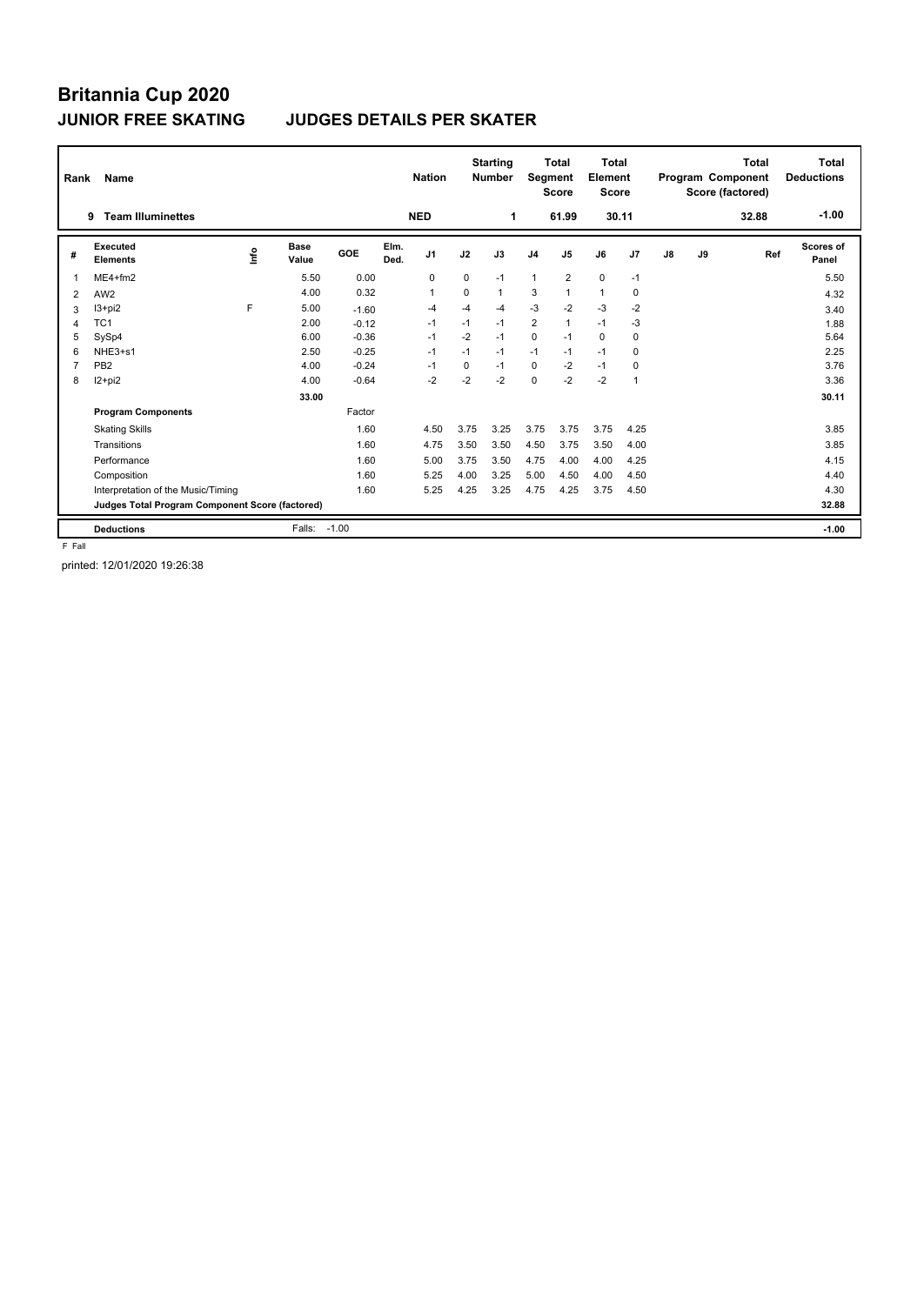# Britannia Cup 2020

## JUNIOR FREE SKATING JUDGES DETAILS PER SKATER

| Rank | Name | Nation | Starting Number | Total Segment Score | Total Element Score | Total Program Component Score (factored) | Total Deductions |
|---|---|---|---|---|---|---|---|
| 9 | Team Illuminettes | NED | 1 | 61.99 | 30.11 | 32.88 | -1.00 |

| # | Executed Elements | Info | Base Value | GOE | Elm. Ded. | J1 | J2 | J3 | J4 | J5 | J6 | J7 | J8 | J9 | Ref | Scores of Panel |
|---|---|---|---|---|---|---|---|---|---|---|---|---|---|---|---|---|
| 1 | ME4+fm2 | | 5.50 | 0.00 | | 0 | 0 | -1 | 1 | 2 | 0 | -1 | | | | 5.50 |
| 2 | AW2 | | 4.00 | 0.32 | | 1 | 0 | 1 | 3 | 1 | 1 | 0 | | | | 4.32 |
| 3 | I3+pi2 | F | 5.00 | -1.60 | | -4 | -4 | -4 | -3 | -2 | -3 | -2 | | | | 3.40 |
| 4 | TC1 | | 2.00 | -0.12 | | -1 | -1 | -1 | 2 | 1 | -1 | -3 | | | | 1.88 |
| 5 | SySp4 | | 6.00 | -0.36 | | -1 | -2 | -1 | 0 | -1 | 0 | 0 | | | | 5.64 |
| 6 | NHE3+s1 | | 2.50 | -0.25 | | -1 | -1 | -1 | -1 | -1 | -1 | 0 | | | | 2.25 |
| 7 | PB2 | | 4.00 | -0.24 | | -1 | 0 | -1 | 0 | -2 | -1 | 0 | | | | 3.76 |
| 8 | I2+pi2 | | 4.00 | -0.64 | | -2 | -2 | -2 | 0 | -2 | -2 | 1 | | | | 3.36 |
| | | | 33.00 | | | | | | | | | | | | | 30.11 |
| | **Program Components** | | | Factor | | | | | | | | | | | | |
| | Skating Skills | | | 1.60 | | 4.50 | 3.75 | 3.25 | 3.75 | 3.75 | 3.75 | 4.25 | | | | 3.85 |
| | Transitions | | | 1.60 | | 4.75 | 3.50 | 3.50 | 4.50 | 3.75 | 3.50 | 4.00 | | | | 3.85 |
| | Performance | | | 1.60 | | 5.00 | 3.75 | 3.50 | 4.75 | 4.00 | 4.00 | 4.25 | | | | 4.15 |
| | Composition | | | 1.60 | | 5.25 | 4.00 | 3.25 | 5.00 | 4.50 | 4.00 | 4.50 | | | | 4.40 |
| | Interpretation of the Music/Timing | | | 1.60 | | 5.25 | 4.25 | 3.25 | 4.75 | 4.25 | 3.75 | 4.50 | | | | 4.30 |
| | **Judges Total Program Component Score (factored)** | | | | | | | | | | | | | | | 32.88 |
| | **Deductions** | | Falls: | -1.00 | | | | | | | | | | | | -1.00 |

F Fall

printed: 12/01/2020 19:26:38